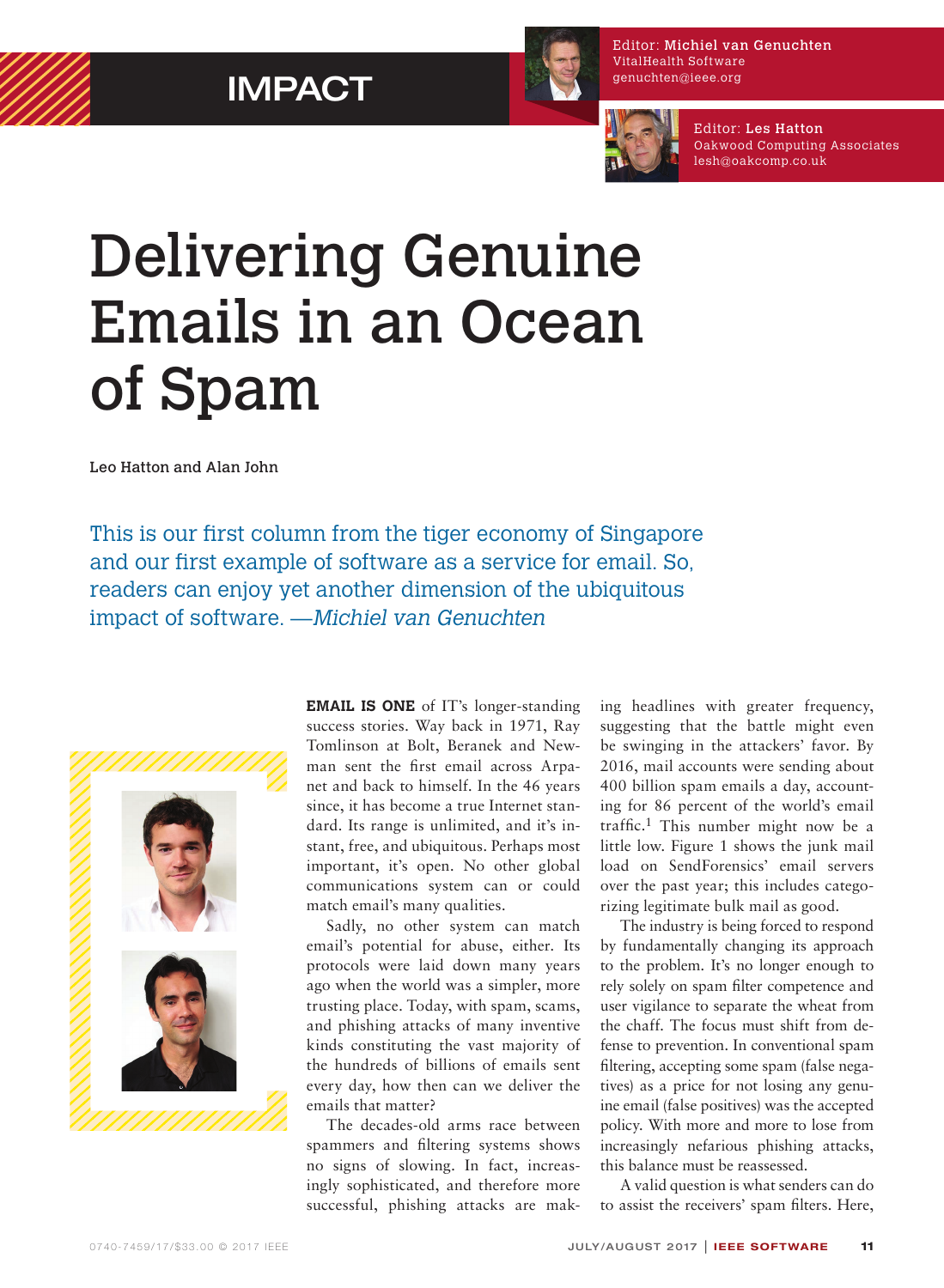IMPACT

Editor: Michiel van Genuchten
VitalHealth Software
genuchten@ieee.org

Editor: Les Hatton
Oakwood Computing Associates
lesh@oakcomp.co.uk

# Delivering Genuine Emails in an Ocean of Spam

Leo Hatton and Alan John

This is our first column from the tiger economy of Singapore and our first example of software as a service for email. So, readers can enjoy yet another dimension of the ubiquitous impact of software. —*Michiel van Genuchten*

**EMAIL IS ONE** of IT's longer-standing success stories. Way back in 1971, Ray Tomlinson at Bolt, Beranek and Newman sent the first email across Arpanet and back to himself. In the 46 years since, it has become a true Internet standard. Its range is unlimited, and it's instant, free, and ubiquitous. Perhaps most important, it's open. No other global communications system can or could match email's many qualities.

Sadly, no other system can match email's potential for abuse, either. Its protocols were laid down many years ago when the world was a simpler, more trusting place. Today, with spam, scams, and phishing attacks of many inventive kinds constituting the vast majority of the hundreds of billions of emails sent every day, how then can we deliver the emails that matter?

The decades-old arms race between spammers and filtering systems shows no signs of slowing. In fact, increasingly sophisticated, and therefore more successful, phishing attacks are making headlines with greater frequency, suggesting that the battle might even be swinging in the attackers' favor. By 2016, mail accounts were sending about 400 billion spam emails a day, accounting for 86 percent of the world's email traffic.[1] This number might now be a little low. Figure 1 shows the junk mail load on SendForensics' email servers over the past year; this includes categorizing legitimate bulk mail as good.

The industry is being forced to respond by fundamentally changing its approach to the problem. It's no longer enough to rely solely on spam filter competence and user vigilance to separate the wheat from the chaff. The focus must shift from defense to prevention. In conventional spam filtering, accepting some spam (false negatives) as a price for not losing any genuine email (false positives) was the accepted policy. With more and more to lose from increasingly nefarious phishing attacks, this balance must be reassessed.

A valid question is what senders can do to assist the receivers' spam filters. Here,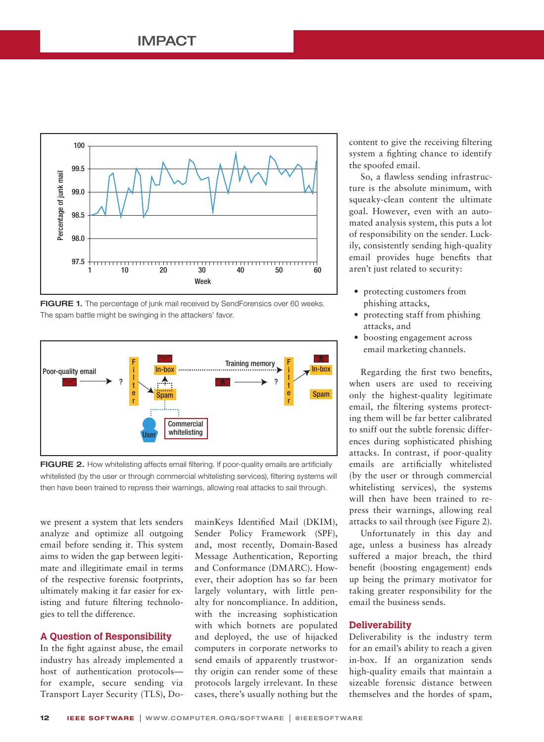FIGURE 1. The percentage of junk mail received by SendForensics over 60 weeks. The spam battle might be swinging in the attackers' favor.

FIGURE 2. How whitelisting affects email filtering. If poor-quality emails are artificially whitelisted (by the user or through commercial whitelisting services), filtering systems will then have been trained to repress their warnings, allowing real attacks to sail through.

we present a system that lets senders analyze and optimize all outgoing email before sending it. This system aims to widen the gap between legitimate and illegitimate email in terms of the respective forensic footprints, ultimately making it far easier for existing and future filtering technologies to tell the difference.

## A Question of Responsibility

In the fight against abuse, the email industry has already implemented a host of authentication protocols—for example, secure sending via Transport Layer Security (TLS), DomainKeys Identified Mail (DKIM), Sender Policy Framework (SPF), and, most recently, Domain-Based Message Authentication, Reporting and Conformance (DMARC). However, their adoption has so far been largely voluntary, with little penalty for noncompliance. In addition, with the increasing sophistication with which botnets are populated and deployed, the use of hijacked computers in corporate networks to send emails of apparently trustworthy origin can render some of these protocols largely irrelevant. In these cases, there's usually nothing but the content to give the receiving filtering system a fighting chance to identify the spoofed email.

So, a flawless sending infrastructure is the absolute minimum, with squeaky-clean content the ultimate goal. However, even with an automated analysis system, this puts a lot of responsibility on the sender. Luckily, consistently sending high-quality email provides huge benefits that aren't just related to security:

- protecting customers from phishing attacks,
- protecting staff from phishing attacks, and
- boosting engagement across email marketing channels.

Regarding the first two benefits, when users are used to receiving only the highest-quality legitimate email, the filtering systems protecting them will be far better calibrated to sniff out the subtle forensic differences during sophisticated phishing attacks. In contrast, if poor-quality emails are artificially whitelisted (by the user or through commercial whitelisting services), the systems will then have been trained to repress their warnings, allowing real attacks to sail through (see Figure 2).

Unfortunately in this day and age, unless a business has already suffered a major breach, the third benefit (boosting engagement) ends up being the primary motivator for taking greater responsibility for the email the business sends.

## Deliverability

Deliverability is the industry term for an email's ability to reach a given in-box. If an organization sends high-quality emails that maintain a sizeable forensic distance between themselves and the hordes of spam,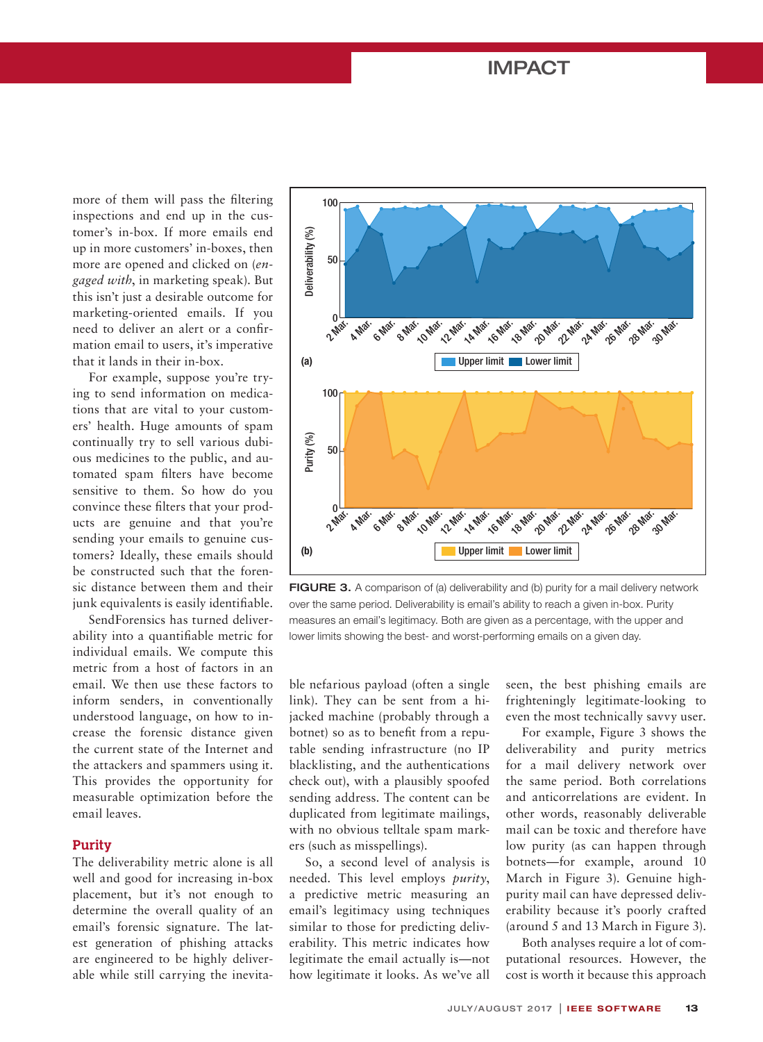more of them will pass the filtering inspections and end up in the customer's in-box. If more emails end up in more customers' in-boxes, then more are opened and clicked on (*engaged with*, in marketing speak). But this isn't just a desirable outcome for marketing-oriented emails. If you need to deliver an alert or a confirmation email to users, it's imperative that it lands in their in-box.

For example, suppose you're trying to send information on medications that are vital to your customers' health. Huge amounts of spam continually try to sell various dubious medicines to the public, and automated spam filters have become sensitive to them. So how do you convince these filters that your products are genuine and that you're sending your emails to genuine customers? Ideally, these emails should be constructed such that the forensic distance between them and their junk equivalents is easily identifiable.

SendForensics has turned deliverability into a quantifiable metric for individual emails. We compute this metric from a host of factors in an email. We then use these factors to inform senders, in conventionally understood language, on how to increase the forensic distance given the current state of the Internet and the attackers and spammers using it. This provides the opportunity for measurable optimization before the email leaves.

## Purity

The deliverability metric alone is all well and good for increasing in-box placement, but it's not enough to determine the overall quality of an email's forensic signature. The latest generation of phishing attacks are engineered to be highly deliverable while still carrying the inevitable nefarious payload (often a single link). They can be sent from a hijacked machine (probably through a botnet) so as to benefit from a reputable sending infrastructure (no IP blacklisting, and the authentications check out), with a plausibly spoofed sending address. The content can be duplicated from legitimate mailings, with no obvious telltale spam markers (such as misspellings).

So, a second level of analysis is needed. This level employs *purity*, a predictive metric measuring an email's legitimacy using techniques similar to those for predicting deliverability. This metric indicates how legitimate the email actually is—not how legitimate it looks. As we've all seen, the best phishing emails are frighteningly legitimate-looking to even the most technically savvy user.

For example, Figure 3 shows the deliverability and purity metrics for a mail delivery network over the same period. Both correlations and anticorrelations are evident. In other words, reasonably deliverable mail can be toxic and therefore have low purity (as can happen through botnets—for example, around 10 March in Figure 3). Genuine high-purity mail can have depressed deliverability because it's poorly crafted (around 5 and 13 March in Figure 3).

Both analyses require a lot of computational resources. However, the cost is worth it because this approach

(a)
Deliverability (%)
100
50
0
2 Mar. 4 Mar. 6 Mar. 8 Mar. 10 Mar. 12 Mar. 14 Mar. 16 Mar. 18 Mar. 20 Mar. 22 Mar. 24 Mar. 26 Mar. 28 Mar. 30 Mar.
Upper limit  Lower limit

(b)
Purity (%)
100
50
0
2 Mar. 4 Mar. 6 Mar. 8 Mar. 10 Mar. 12 Mar. 14 Mar. 16 Mar. 18 Mar. 20 Mar. 22 Mar. 24 Mar. 26 Mar. 28 Mar. 30 Mar.
Upper limit  Lower limit

**FIGURE 3.** A comparison of (a) deliverability and (b) purity for a mail delivery network over the same period. Deliverability is email's ability to reach a given in-box. Purity measures an email's legitimacy. Both are given as a percentage, with the upper and lower limits showing the best- and worst-performing emails on a given day.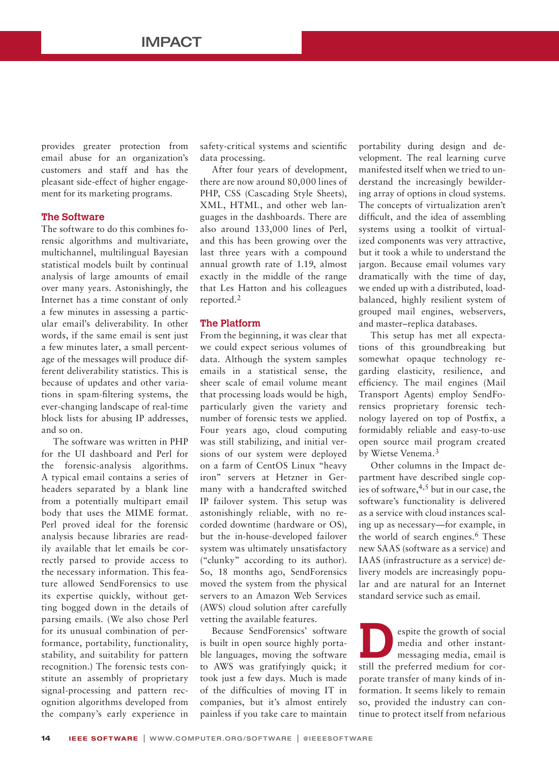provides greater protection from email abuse for an organization's customers and staff and has the pleasant side-effect of higher engagement for its marketing programs.

## The Software

The software to do this combines forensic algorithms and multivariate, multichannel, multilingual Bayesian statistical models built by continual analysis of large amounts of email over many years. Astonishingly, the Internet has a time constant of only a few minutes in assessing a particular email's deliverability. In other words, if the same email is sent just a few minutes later, a small percentage of the messages will produce different deliverability statistics. This is because of updates and other variations in spam-filtering systems, the ever-changing landscape of real-time block lists for abusing IP addresses, and so on.

The software was written in PHP for the UI dashboard and Perl for the forensic-analysis algorithms. A typical email contains a series of headers separated by a blank line from a potentially multipart email body that uses the MIME format. Perl proved ideal for the forensic analysis because libraries are readily available that let emails be correctly parsed to provide access to the necessary information. This feature allowed SendForensics to use its expertise quickly, without getting bogged down in the details of parsing emails. (We also chose Perl for its unusual combination of performance, portability, functionality, stability, and suitability for pattern recognition.) The forensic tests constitute an assembly of proprietary signal-processing and pattern recognition algorithms developed from the company's early experience in safety-critical systems and scientific data processing.

After four years of development, there are now around 80,000 lines of PHP, CSS (Cascading Style Sheets), XML, HTML, and other web languages in the dashboards. There are also around 133,000 lines of Perl, and this has been growing over the last three years with a compound annual growth rate of 1.19, almost exactly in the middle of the range that Les Hatton and his colleagues reported.[2]

## The Platform

From the beginning, it was clear that we could expect serious volumes of data. Although the system samples emails in a statistical sense, the sheer scale of email volume meant that processing loads would be high, particularly given the variety and number of forensic tests we applied. Four years ago, cloud computing was still stabilizing, and initial versions of our system were deployed on a farm of CentOS Linux "heavy iron" servers at Hetzner in Germany with a handcrafted switched IP failover system. This setup was astonishingly reliable, with no recorded downtime (hardware or OS), but the in-house-developed failover system was ultimately unsatisfactory ("clunky" according to its author). So, 18 months ago, SendForensics moved the system from the physical servers to an Amazon Web Services (AWS) cloud solution after carefully vetting the available features.

Because SendForensics' software is built in open source highly portable languages, moving the software to AWS was gratifyingly quick; it took just a few days. Much is made of the difficulties of moving IT in companies, but it's almost entirely painless if you take care to maintain portability during design and development. The real learning curve manifested itself when we tried to understand the increasingly bewildering array of options in cloud systems. The concepts of virtualization aren't difficult, and the idea of assembling systems using a toolkit of virtualized components was very attractive, but it took a while to understand the jargon. Because email volumes vary dramatically with the time of day, we ended up with a distributed, load-balanced, highly resilient system of grouped mail engines, webservers, and master–replica databases.

This setup has met all expectations of this groundbreaking but somewhat opaque technology regarding elasticity, resilience, and efficiency. The mail engines (Mail Transport Agents) employ SendForensics proprietary forensic technology layered on top of Postfix, a formidably reliable and easy-to-use open source mail program created by Wietse Venema.[3]

Other columns in the Impact department have described single copies of software,[4,5] but in our case, the software's functionality is delivered as a service with cloud instances scaling up as necessary—for example, in the world of search engines.[6] These new SAAS (software as a service) and IAAS (infrastructure as a service) delivery models are increasingly popular and are natural for an Internet standard service such as email.

Despite the growth of social media and other instant-messaging media, email is still the preferred medium for corporate transfer of many kinds of information. It seems likely to remain so, provided the industry can continue to protect itself from nefarious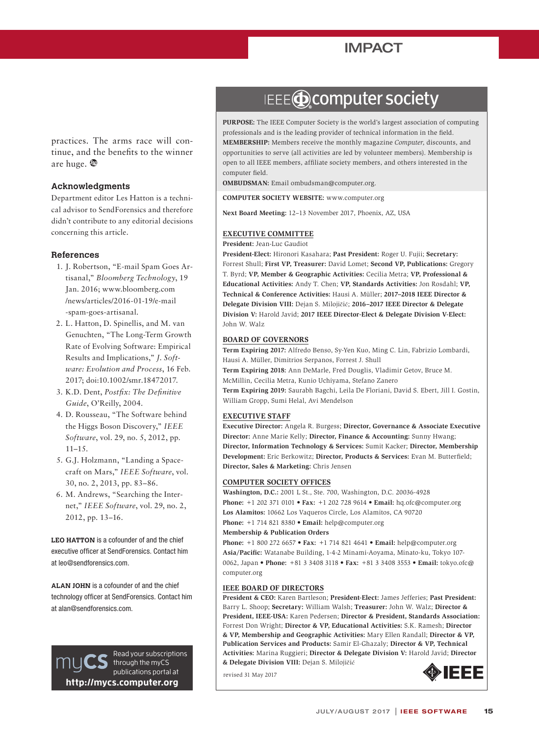practices. The arms race will continue, and the benefits to the winner are huge.

## Acknowledgments

Department editor Les Hatton is a technical advisor to SendForensics and therefore didn't contribute to any editorial decisions concerning this article.

## References

1. J. Robertson, "E-mail Spam Goes Artisanal," *Bloomberg Technology*, 19 Jan. 2016; www.bloomberg.com/news/articles/2016-01-19/e-mail-spam-goes-artisanal.
2. L. Hatton, D. Spinellis, and M. van Genuchten, "The Long-Term Growth Rate of Evolving Software: Empirical Results and Implications," *J. Software: Evolution and Process*, 16 Feb. 2017; doi:10.1002/smr.18472017.
3. K.D. Dent, *Postfix: The Definitive Guide*, O'Reilly, 2004.
4. D. Rousseau, "The Software behind the Higgs Boson Discovery," *IEEE Software*, vol. 29, no. 5, 2012, pp. 11–15.
5. G.J. Holzmann, "Landing a Spacecraft on Mars," *IEEE Software*, vol. 30, no. 2, 2013, pp. 83–86.
6. M. Andrews, "Searching the Internet," *IEEE Software*, vol. 29, no. 2, 2012, pp. 13–16.

**LEO HATTON** is a cofounder of and the chief executive officer at SendForensics. Contact him at leo@sendforensics.com.

**ALAN JOHN** is a cofounder of and the chief technology officer at SendForensics. Contact him at alan@sendforensics.com.

myCS Read your subscriptions through the myCS publications portal at **http://mycs.computer.org**

# IEEE computer society

**PURPOSE:** The IEEE Computer Society is the world's largest association of computing professionals and is the leading provider of technical information in the field.
**MEMBERSHIP:** Members receive the monthly magazine *Computer*, discounts, and opportunities to serve (all activities are led by volunteer members). Membership is open to all IEEE members, affiliate society members, and others interested in the computer field.
**OMBUDSMAN:** Email ombudsman@computer.org.

**COMPUTER SOCIETY WEBSITE:** www.computer.org

**Next Board Meeting:** 12–13 November 2017, Phoenix, AZ, USA

## EXECUTIVE COMMITTEE

**President:** Jean-Luc Gaudiot
**President-Elect:** Hironori Kasahara; **Past President:** Roger U. Fujii; **Secretary:** Forrest Shull; **First VP, Treasurer:** David Lomet; **Second VP, Publications:** Gregory T. Byrd; **VP, Member & Geographic Activities:** Cecilia Metra; **VP, Professional & Educational Activities:** Andy T. Chen; **VP, Standards Activities:** Jon Rosdahl; **VP, Technical & Conference Activities:** Hausi A. Müller; **2017–2018 IEEE Director & Delegate Division VIII:** Dejan S. Milojičić; **2016–2017 IEEE Director & Delegate Division V:** Harold Javid; **2017 IEEE Director-Elect & Delegate Division V-Elect:** John W. Walz

## BOARD OF GOVERNORS

**Term Expiring 2017:** Alfredo Benso, Sy-Yen Kuo, Ming C. Lin, Fabrizio Lombardi, Hausi A. Müller, Dimitrios Serpanos, Forrest J. Shull
**Term Expiring 2018:** Ann DeMarle, Fred Douglis, Vladimir Getov, Bruce M. McMillin, Cecilia Metra, Kunio Uchiyama, Stefano Zanero
**Term Expiring 2019:** Saurabh Bagchi, Leila De Floriani, David S. Ebert, Jill I. Gostin, William Gropp, Sumi Helal, Avi Mendelson

## EXECUTIVE STAFF

**Executive Director:** Angela R. Burgess; **Director, Governance & Associate Executive Director:** Anne Marie Kelly; **Director, Finance & Accounting:** Sunny Hwang; **Director, Information Technology & Services:** Sumit Kacker; **Director, Membership Development:** Eric Berkowitz; **Director, Products & Services:** Evan M. Butterfield; **Director, Sales & Marketing:** Chris Jensen

## COMPUTER SOCIETY OFFICES

**Washington, D.C.:** 2001 L St., Ste. 700, Washington, D.C. 20036-4928
**Phone:** +1 202 371 0101 • **Fax:** +1 202 728 9614 • **Email:** hq.ofc@computer.org
**Los Alamitos:** 10662 Los Vaqueros Circle, Los Alamitos, CA 90720
**Phone:** +1 714 821 8380 • **Email:** help@computer.org
**Membership & Publication Orders**
**Phone:** +1 800 272 6657 • **Fax:** +1 714 821 4641 • **Email:** help@computer.org
**Asia/Pacific:** Watanabe Building, 1-4-2 Minami-Aoyama, Minato-ku, Tokyo 107-0062, Japan • **Phone:** +81 3 3408 3118 • **Fax:** +81 3 3408 3553 • **Email:** tokyo.ofc@computer.org

## IEEE BOARD OF DIRECTORS

**President & CEO:** Karen Bartleson; **President-Elect:** James Jefferies; **Past President:** Barry L. Shoop; **Secretary:** William Walsh; **Treasurer:** John W. Walz; **Director & President, IEEE-USA:** Karen Pedersen; **Director & President, Standards Association:** Forrest Don Wright; **Director & VP, Educational Activities:** S.K. Ramesh; **Director & VP, Membership and Geographic Activities:** Mary Ellen Randall; **Director & VP, Publication Services and Products:** Samir El-Ghazaly; **Director & VP, Technical Activities:** Marina Ruggieri; **Director & Delegate Division V:** Harold Javid; **Director & Delegate Division VIII:** Dejan S. Milojičić

revised 31 May 2017

IEEE